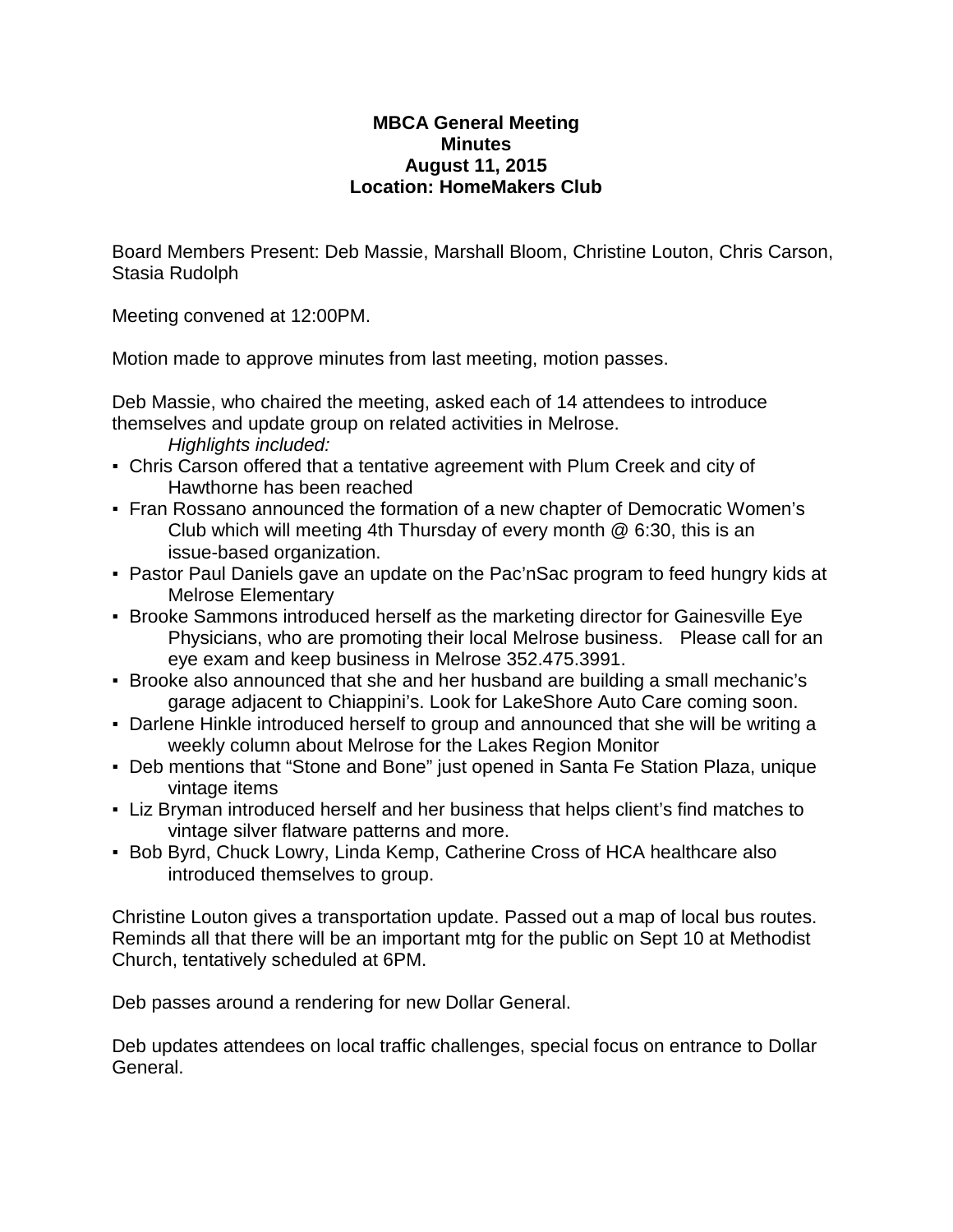**MBCA General Meeting**
**Minutes**
**August 11, 2015**
**Location: HomeMakers Club**

Board Members Present: Deb Massie, Marshall Bloom, Christine Louton, Chris Carson, Stasia Rudolph

Meeting convened at 12:00PM.

Motion made to approve minutes from last meeting, motion passes.

Deb Massie, who chaired the meeting, asked each of 14 attendees to introduce themselves and update group on related activities in Melrose.

*Highlights included:*

- Chris Carson offered that a tentative agreement with Plum Creek and city of Hawthorne has been reached
- Fran Rossano announced the formation of a new chapter of Democratic Women's Club which will meeting 4th Thursday of every month @ 6:30, this is an issue-based organization.
- Pastor Paul Daniels gave an update on the Pac'nSac program to feed hungry kids at Melrose Elementary
- Brooke Sammons introduced herself as the marketing director for Gainesville Eye Physicians, who are promoting their local Melrose business. Please call for an eye exam and keep business in Melrose 352.475.3991.
- Brooke also announced that she and her husband are building a small mechanic's garage adjacent to Chiappini's. Look for LakeShore Auto Care coming soon.
- Darlene Hinkle introduced herself to group and announced that she will be writing a weekly column about Melrose for the Lakes Region Monitor
- Deb mentions that "Stone and Bone" just opened in Santa Fe Station Plaza, unique vintage items
- Liz Bryman introduced herself and her business that helps client's find matches to vintage silver flatware patterns and more.
- Bob Byrd, Chuck Lowry, Linda Kemp, Catherine Cross of HCA healthcare also introduced themselves to group.

Christine Louton gives a transportation update. Passed out a map of local bus routes. Reminds all that there will be an important mtg for the public on Sept 10 at Methodist Church, tentatively scheduled at 6PM.

Deb passes around a rendering for new Dollar General.

Deb updates attendees on local traffic challenges, special focus on entrance to Dollar General.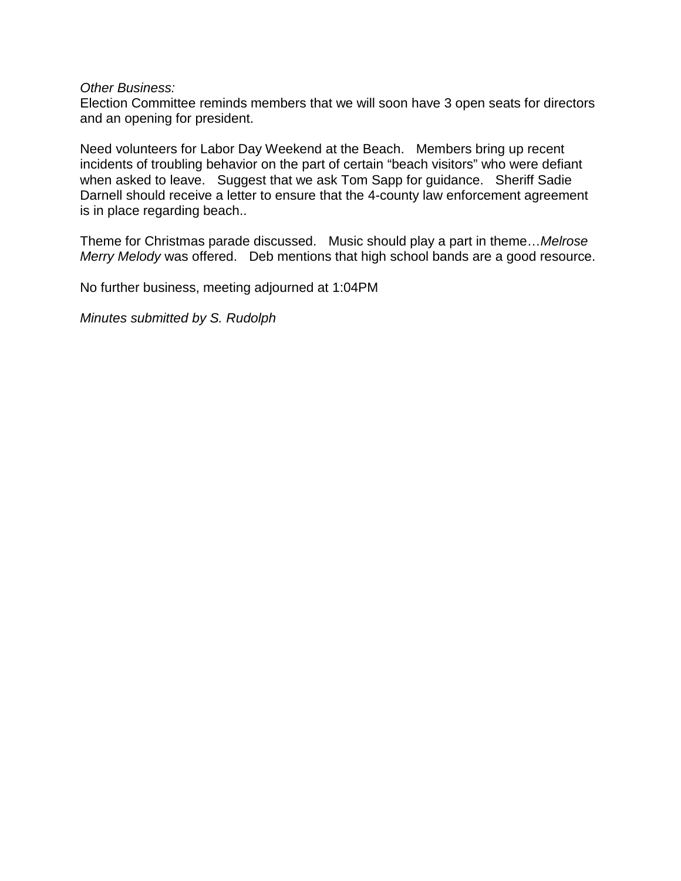*Other Business:*
Election Committee reminds members that we will soon have 3 open seats for directors and an opening for president.

Need volunteers for Labor Day Weekend at the Beach. Members bring up recent incidents of troubling behavior on the part of certain "beach visitors" who were defiant when asked to leave. Suggest that we ask Tom Sapp for guidance. Sheriff Sadie Darnell should receive a letter to ensure that the 4-county law enforcement agreement is in place regarding beach..

Theme for Christmas parade discussed. Music should play a part in theme…*Melrose Merry Melody* was offered. Deb mentions that high school bands are a good resource.

No further business, meeting adjourned at 1:04PM

*Minutes submitted by S. Rudolph*